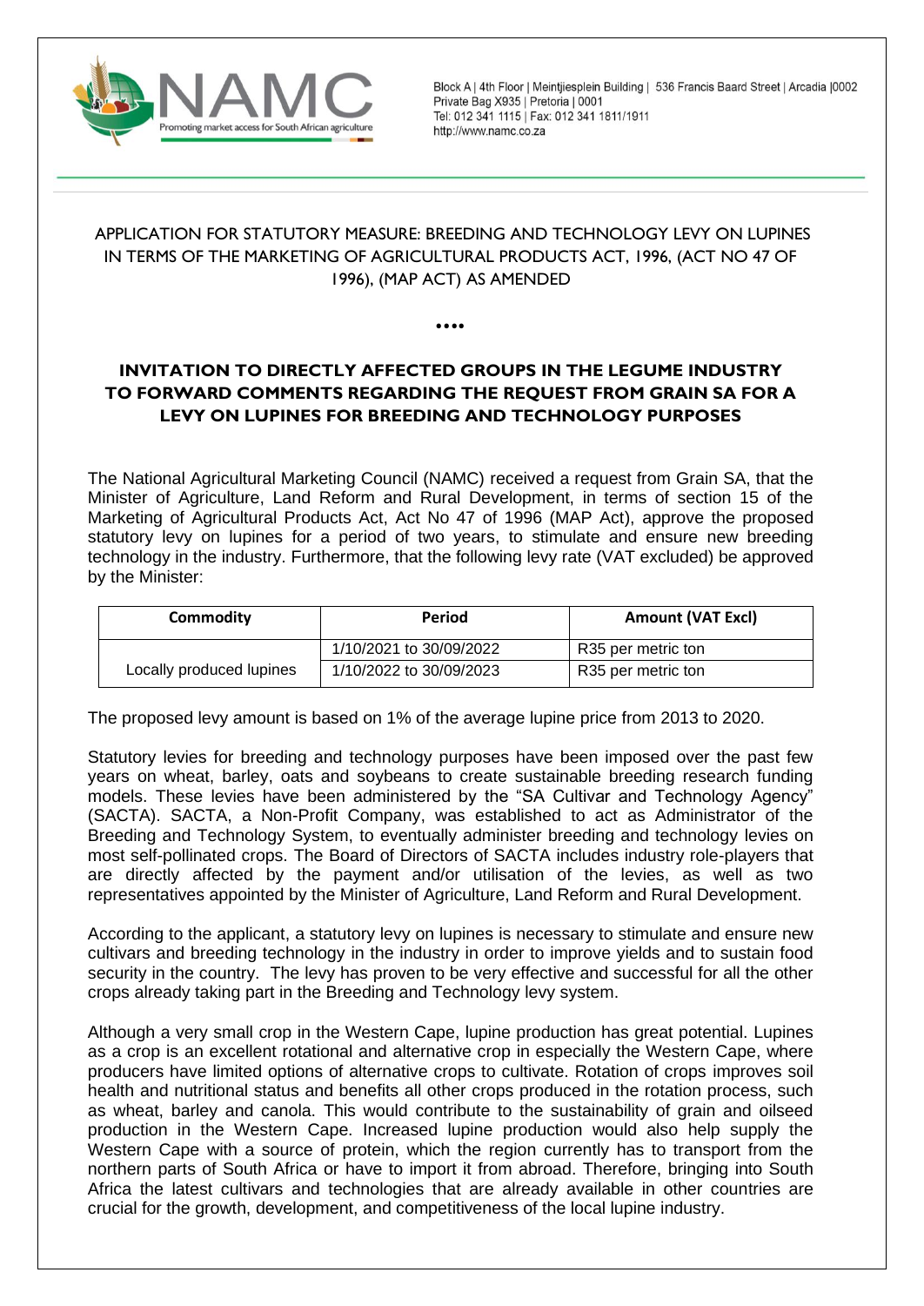NAMC
Promoting market access for South African agriculture

Block A | 4th Floor | Meintjiesplein Building | 536 Francis Baard Street | Arcadia |0002
Private Bag X935 | Pretoria | 0001
Tel: 012 341 1115 | Fax: 012 341 1811/1911
http://www.namc.co.za

APPLICATION FOR STATUTORY MEASURE: BREEDING AND TECHNOLOGY LEVY ON LUPINES IN TERMS OF THE MARKETING OF AGRICULTURAL PRODUCTS ACT, 1996, (ACT NO 47 OF 1996), (MAP ACT) AS AMENDED

••••

## INVITATION TO DIRECTLY AFFECTED GROUPS IN THE LEGUME INDUSTRY TO FORWARD COMMENTS REGARDING THE REQUEST FROM GRAIN SA FOR A LEVY ON LUPINES FOR BREEDING AND TECHNOLOGY PURPOSES

The National Agricultural Marketing Council (NAMC) received a request from Grain SA, that the Minister of Agriculture, Land Reform and Rural Development, in terms of section 15 of the Marketing of Agricultural Products Act, Act No 47 of 1996 (MAP Act), approve the proposed statutory levy on lupines for a period of two years, to stimulate and ensure new breeding technology in the industry. Furthermore, that the following levy rate (VAT excluded) be approved by the Minister:

| Commodity | Period | Amount (VAT Excl) |
|---|---|---|
| Locally produced lupines | 1/10/2021 to 30/09/2022 | R35 per metric ton |
| | 1/10/2022 to 30/09/2023 | R35 per metric ton |

The proposed levy amount is based on 1% of the average lupine price from 2013 to 2020.

Statutory levies for breeding and technology purposes have been imposed over the past few years on wheat, barley, oats and soybeans to create sustainable breeding research funding models. These levies have been administered by the "SA Cultivar and Technology Agency" (SACTA). SACTA, a Non-Profit Company, was established to act as Administrator of the Breeding and Technology System, to eventually administer breeding and technology levies on most self-pollinated crops. The Board of Directors of SACTA includes industry role-players that are directly affected by the payment and/or utilisation of the levies, as well as two representatives appointed by the Minister of Agriculture, Land Reform and Rural Development.

According to the applicant, a statutory levy on lupines is necessary to stimulate and ensure new cultivars and breeding technology in the industry in order to improve yields and to sustain food security in the country. The levy has proven to be very effective and successful for all the other crops already taking part in the Breeding and Technology levy system.

Although a very small crop in the Western Cape, lupine production has great potential. Lupines as a crop is an excellent rotational and alternative crop in especially the Western Cape, where producers have limited options of alternative crops to cultivate. Rotation of crops improves soil health and nutritional status and benefits all other crops produced in the rotation process, such as wheat, barley and canola. This would contribute to the sustainability of grain and oilseed production in the Western Cape. Increased lupine production would also help supply the Western Cape with a source of protein, which the region currently has to transport from the northern parts of South Africa or have to import it from abroad. Therefore, bringing into South Africa the latest cultivars and technologies that are already available in other countries are crucial for the growth, development, and competitiveness of the local lupine industry.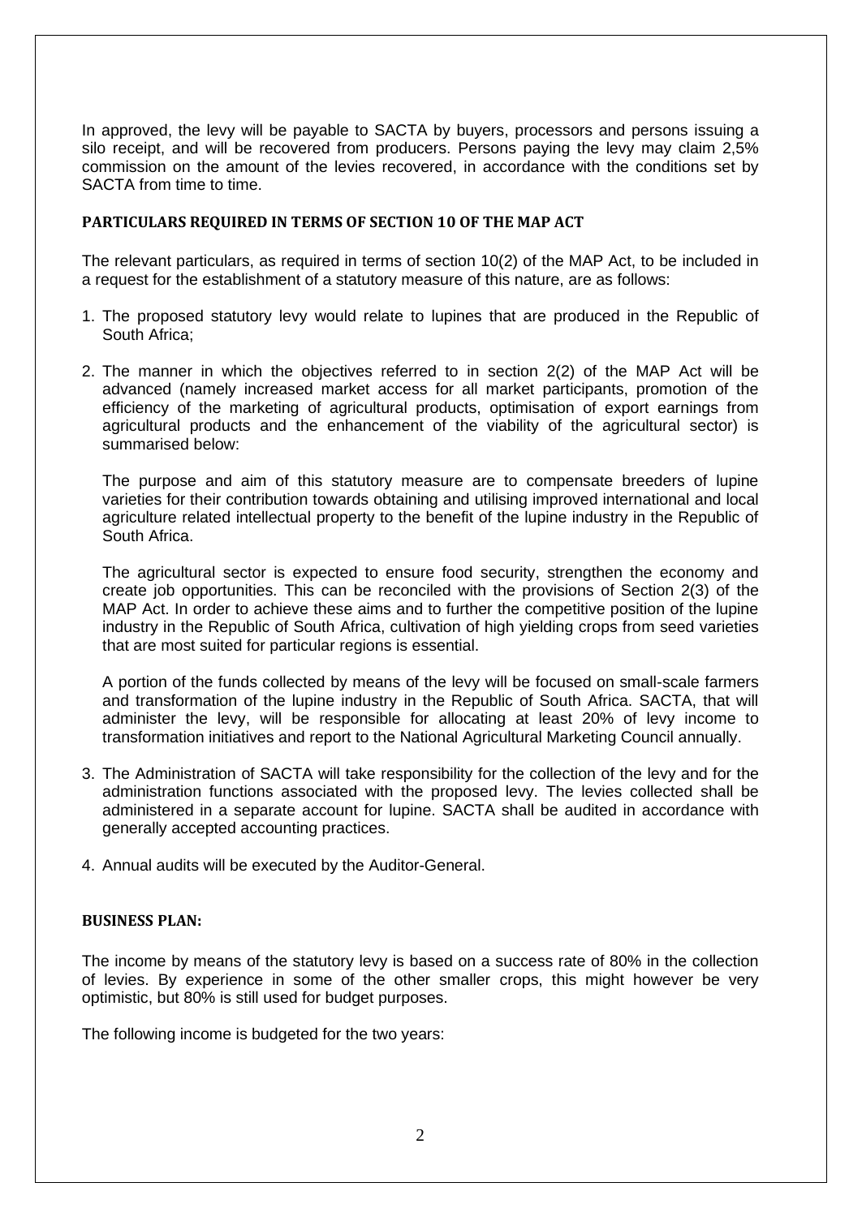In approved, the levy will be payable to SACTA by buyers, processors and persons issuing a silo receipt, and will be recovered from producers. Persons paying the levy may claim 2,5% commission on the amount of the levies recovered, in accordance with the conditions set by SACTA from time to time.

## PARTICULARS REQUIRED IN TERMS OF SECTION 10 OF THE MAP ACT

The relevant particulars, as required in terms of section 10(2) of the MAP Act, to be included in a request for the establishment of a statutory measure of this nature, are as follows:

1. The proposed statutory levy would relate to lupines that are produced in the Republic of South Africa;

2. The manner in which the objectives referred to in section 2(2) of the MAP Act will be advanced (namely increased market access for all market participants, promotion of the efficiency of the marketing of agricultural products, optimisation of export earnings from agricultural products and the enhancement of the viability of the agricultural sector) is summarised below:

   The purpose and aim of this statutory measure are to compensate breeders of lupine varieties for their contribution towards obtaining and utilising improved international and local agriculture related intellectual property to the benefit of the lupine industry in the Republic of South Africa.

   The agricultural sector is expected to ensure food security, strengthen the economy and create job opportunities. This can be reconciled with the provisions of Section 2(3) of the MAP Act. In order to achieve these aims and to further the competitive position of the lupine industry in the Republic of South Africa, cultivation of high yielding crops from seed varieties that are most suited for particular regions is essential.

   A portion of the funds collected by means of the levy will be focused on small-scale farmers and transformation of the lupine industry in the Republic of South Africa. SACTA, that will administer the levy, will be responsible for allocating at least 20% of levy income to transformation initiatives and report to the National Agricultural Marketing Council annually.

3. The Administration of SACTA will take responsibility for the collection of the levy and for the administration functions associated with the proposed levy. The levies collected shall be administered in a separate account for lupine. SACTA shall be audited in accordance with generally accepted accounting practices.

4. Annual audits will be executed by the Auditor-General.

## BUSINESS PLAN:

The income by means of the statutory levy is based on a success rate of 80% in the collection of levies. By experience in some of the other smaller crops, this might however be very optimistic, but 80% is still used for budget purposes.

The following income is budgeted for the two years: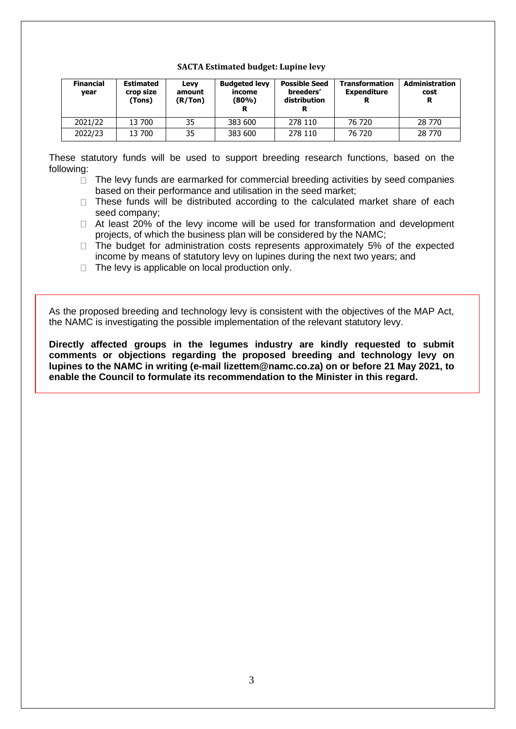**SACTA Estimated budget: Lupine levy**

| Financial year | Estimated crop size (Tons) | Levy amount (R/Ton) | Budgeted levy income (80%) R | Possible Seed breeders' distribution R | Transformation Expenditure R | Administration cost R |
|---|---|---|---|---|---|---|
| 2021/22 | 13 700 | 35 | 383 600 | 278 110 | 76 720 | 28 770 |
| 2022/23 | 13 700 | 35 | 383 600 | 278 110 | 76 720 | 28 770 |

These statutory funds will be used to support breeding research functions, based on the following:

- The levy funds are earmarked for commercial breeding activities by seed companies based on their performance and utilisation in the seed market;
- These funds will be distributed according to the calculated market share of each seed company;
- At least 20% of the levy income will be used for transformation and development projects, of which the business plan will be considered by the NAMC;
- The budget for administration costs represents approximately 5% of the expected income by means of statutory levy on lupines during the next two years; and
- The levy is applicable on local production only.

As the proposed breeding and technology levy is consistent with the objectives of the MAP Act, the NAMC is investigating the possible implementation of the relevant statutory levy.

**Directly affected groups in the legumes industry are kindly requested to submit comments or objections regarding the proposed breeding and technology levy on lupines to the NAMC in writing (e-mail lizettem@namc.co.za) on or before 21 May 2021, to enable the Council to formulate its recommendation to the Minister in this regard.**